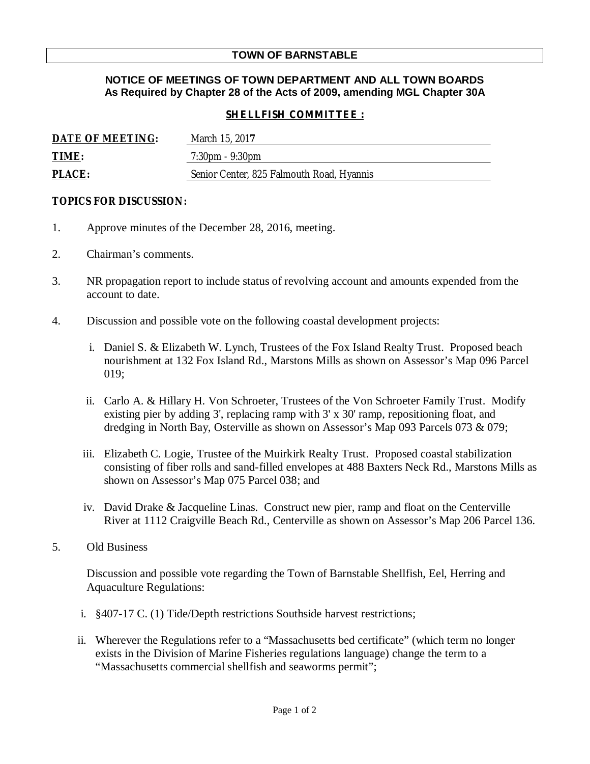# TOWN OF BARNSTABLE

## NOTICE OF MEETINGS OF TOWN DEPARTMENT AND ALL TOWN BOARDS
**As Required by Chapter 28 of the Acts of 2009, amending MGL Chapter 30A**

### SHELLFISH COMMITTEE :

**DATE OF MEETING:** March 15, 2017

**TIME:** 7:30pm - 9:30pm

**PLACE:** Senior Center, 825 Falmouth Road, Hyannis

**TOPICS FOR DISCUSSION:**

1. Approve minutes of the December 28, 2016, meeting.

2. Chairman's comments.

3. NR propagation report to include status of revolving account and amounts expended from the account to date.

4. Discussion and possible vote on the following coastal development projects:

   i. Daniel S. & Elizabeth W. Lynch, Trustees of the Fox Island Realty Trust. Proposed beach nourishment at 132 Fox Island Rd., Marstons Mills as shown on Assessor's Map 096 Parcel 019;

   ii. Carlo A. & Hillary H. Von Schroeter, Trustees of the Von Schroeter Family Trust. Modify existing pier by adding 3', replacing ramp with 3' x 30' ramp, repositioning float, and dredging in North Bay, Osterville as shown on Assessor's Map 093 Parcels 073 & 079;

   iii. Elizabeth C. Logie, Trustee of the Muirkirk Realty Trust. Proposed coastal stabilization consisting of fiber rolls and sand-filled envelopes at 488 Baxters Neck Rd., Marstons Mills as shown on Assessor's Map 075 Parcel 038; and

   iv. David Drake & Jacqueline Linas. Construct new pier, ramp and float on the Centerville River at 1112 Craigville Beach Rd., Centerville as shown on Assessor's Map 206 Parcel 136.

5. Old Business

   Discussion and possible vote regarding the Town of Barnstable Shellfish, Eel, Herring and Aquaculture Regulations:

   i. §407-17 C. (1) Tide/Depth restrictions Southside harvest restrictions;

   ii. Wherever the Regulations refer to a "Massachusetts bed certificate" (which term no longer exists in the Division of Marine Fisheries regulations language) change the term to a "Massachusetts commercial shellfish and seaworms permit";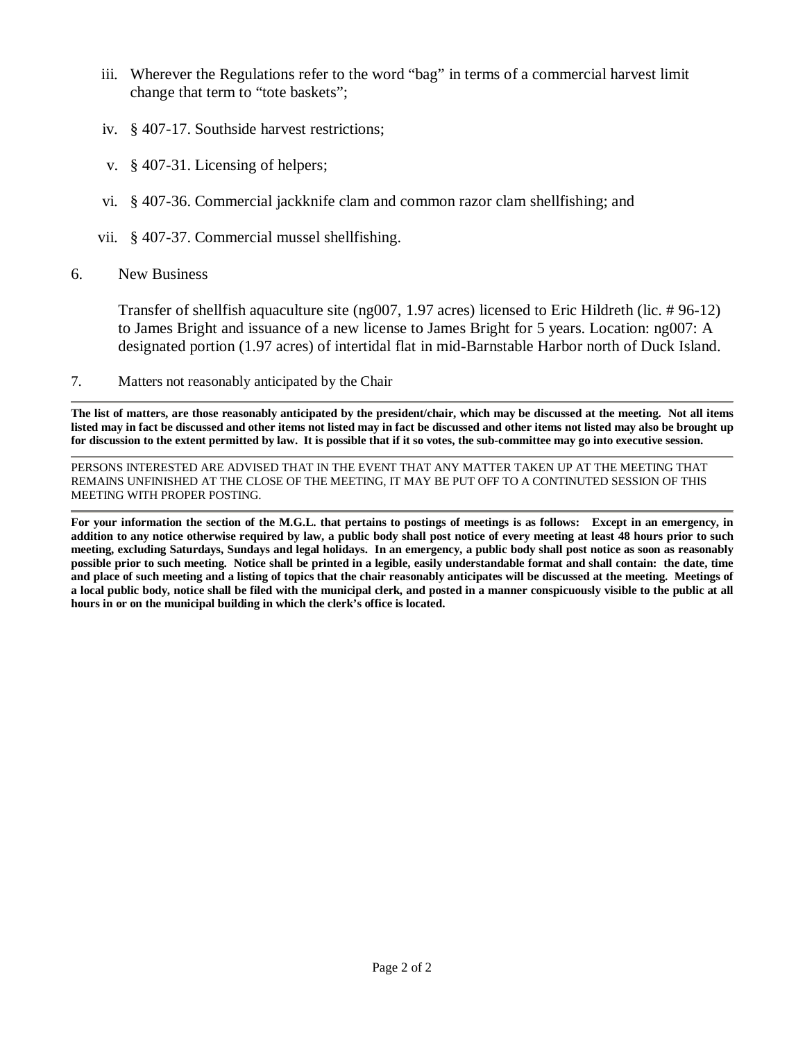iii. Wherever the Regulations refer to the word "bag" in terms of a commercial harvest limit change that term to "tote baskets";

iv. § 407-17. Southside harvest restrictions;

v. § 407-31. Licensing of helpers;

vi. § 407-36. Commercial jackknife clam and common razor clam shellfishing; and

vii. § 407-37. Commercial mussel shellfishing.

6. New Business

Transfer of shellfish aquaculture site (ng007, 1.97 acres) licensed to Eric Hildreth (lic. # 96-12) to James Bright and issuance of a new license to James Bright for 5 years. Location: ng007: A designated portion (1.97 acres) of intertidal flat in mid-Barnstable Harbor north of Duck Island.

7. Matters not reasonably anticipated by the Chair

---

**The list of matters, are those reasonably anticipated by the president/chair, which may be discussed at the meeting. Not all items listed may in fact be discussed and other items not listed may in fact be discussed and other items not listed may also be brought up for discussion to the extent permitted by law. It is possible that if it so votes, the sub-committee may go into executive session.**

---

PERSONS INTERESTED ARE ADVISED THAT IN THE EVENT THAT ANY MATTER TAKEN UP AT THE MEETING THAT REMAINS UNFINISHED AT THE CLOSE OF THE MEETING, IT MAY BE PUT OFF TO A CONTINUTED SESSION OF THIS MEETING WITH PROPER POSTING.

---

**For your information the section of the M.G.L. that pertains to postings of meetings is as follows: Except in an emergency, in addition to any notice otherwise required by law, a public body shall post notice of every meeting at least 48 hours prior to such meeting, excluding Saturdays, Sundays and legal holidays. In an emergency, a public body shall post notice as soon as reasonably possible prior to such meeting. Notice shall be printed in a legible, easily understandable format and shall contain: the date, time and place of such meeting and a listing of topics that the chair reasonably anticipates will be discussed at the meeting. Meetings of a local public body, notice shall be filed with the municipal clerk, and posted in a manner conspicuously visible to the public at all hours in or on the municipal building in which the clerk's office is located.**